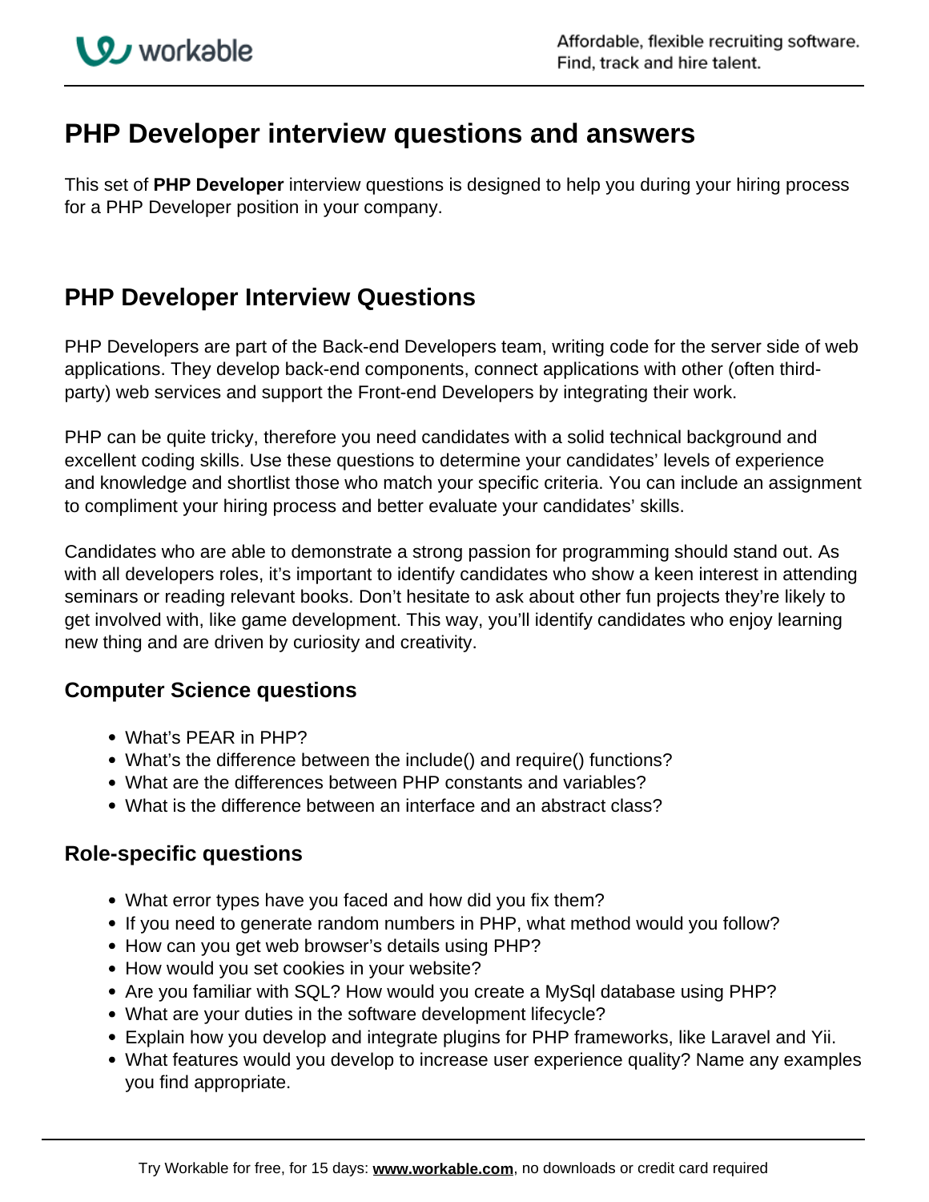# PHP Developer interview questions and answers

This set of **PHP Developer** interview questions is designed to help you during your hiring process for a PHP Developer position in your company.

## PHP Developer Interview Questions

PHP Developers are part of the Back-end Developers team, writing code for the server side of web applications. They develop back-end components, connect applications with other (often third-party) web services and support the Front-end Developers by integrating their work.

PHP can be quite tricky, therefore you need candidates with a solid technical background and excellent coding skills. Use these questions to determine your candidates' levels of experience and knowledge and shortlist those who match your specific criteria. You can include an assignment to compliment your hiring process and better evaluate your candidates' skills.

Candidates who are able to demonstrate a strong passion for programming should stand out. As with all developers roles, it's important to identify candidates who show a keen interest in attending seminars or reading relevant books. Don't hesitate to ask about other fun projects they're likely to get involved with, like game development. This way, you'll identify candidates who enjoy learning new thing and are driven by curiosity and creativity.

### Computer Science questions

- What's PEAR in PHP?
- What's the difference between the include() and require() functions?
- What are the differences between PHP constants and variables?
- What is the difference between an interface and an abstract class?

### Role-specific questions

- What error types have you faced and how did you fix them?
- If you need to generate random numbers in PHP, what method would you follow?
- How can you get web browser's details using PHP?
- How would you set cookies in your website?
- Are you familiar with SQL? How would you create a MySql database using PHP?
- What are your duties in the software development lifecycle?
- Explain how you develop and integrate plugins for PHP frameworks, like Laravel and Yii.
- What features would you develop to increase user experience quality? Name any examples you find appropriate.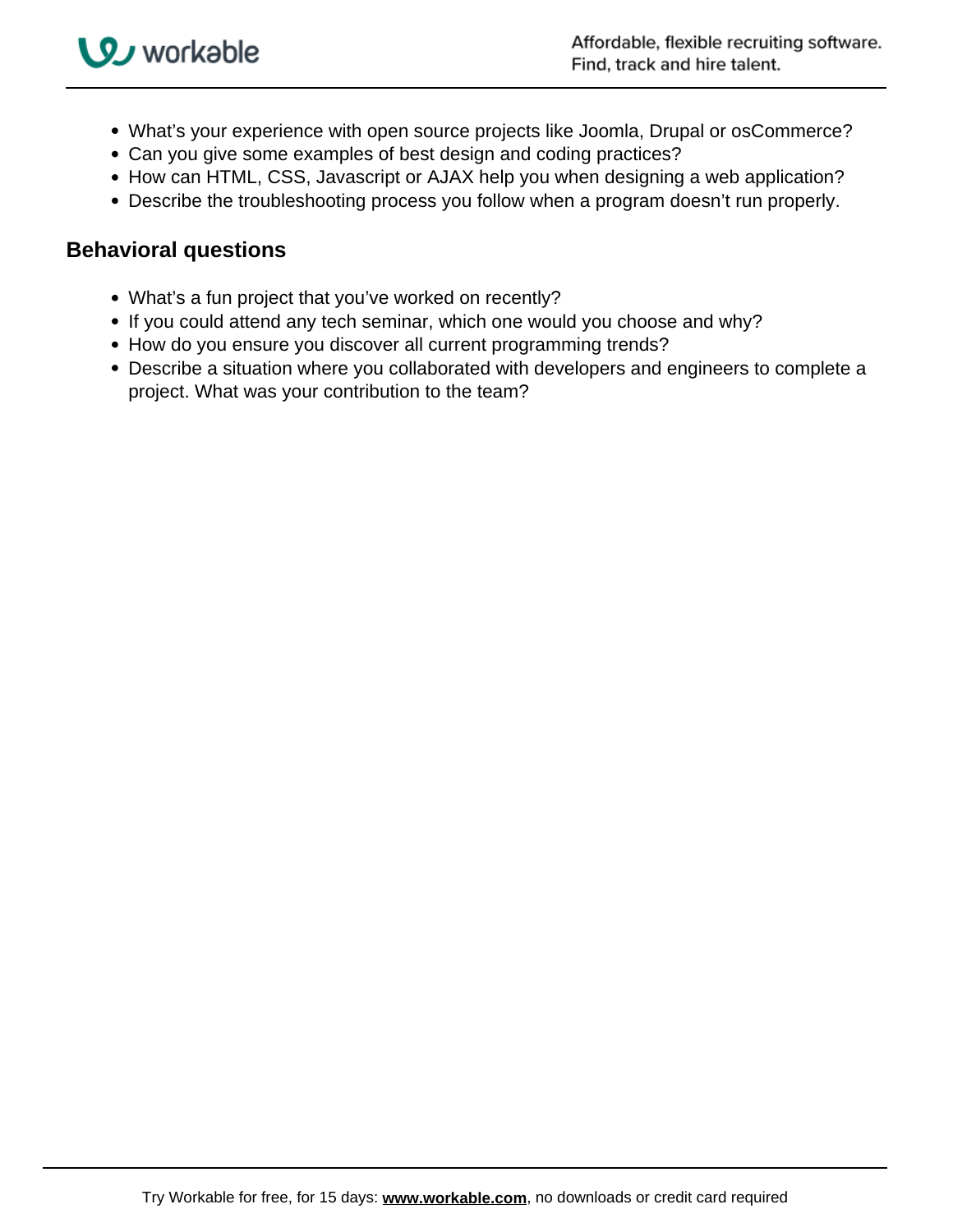- What's your experience with open source projects like Joomla, Drupal or osCommerce?
- Can you give some examples of best design and coding practices?
- How can HTML, CSS, Javascript or AJAX help you when designing a web application?
- Describe the troubleshooting process you follow when a program doesn't run properly.

### Behavioral questions

- What's a fun project that you've worked on recently?
- If you could attend any tech seminar, which one would you choose and why?
- How do you ensure you discover all current programming trends?
- Describe a situation where you collaborated with developers and engineers to complete a project. What was your contribution to the team?